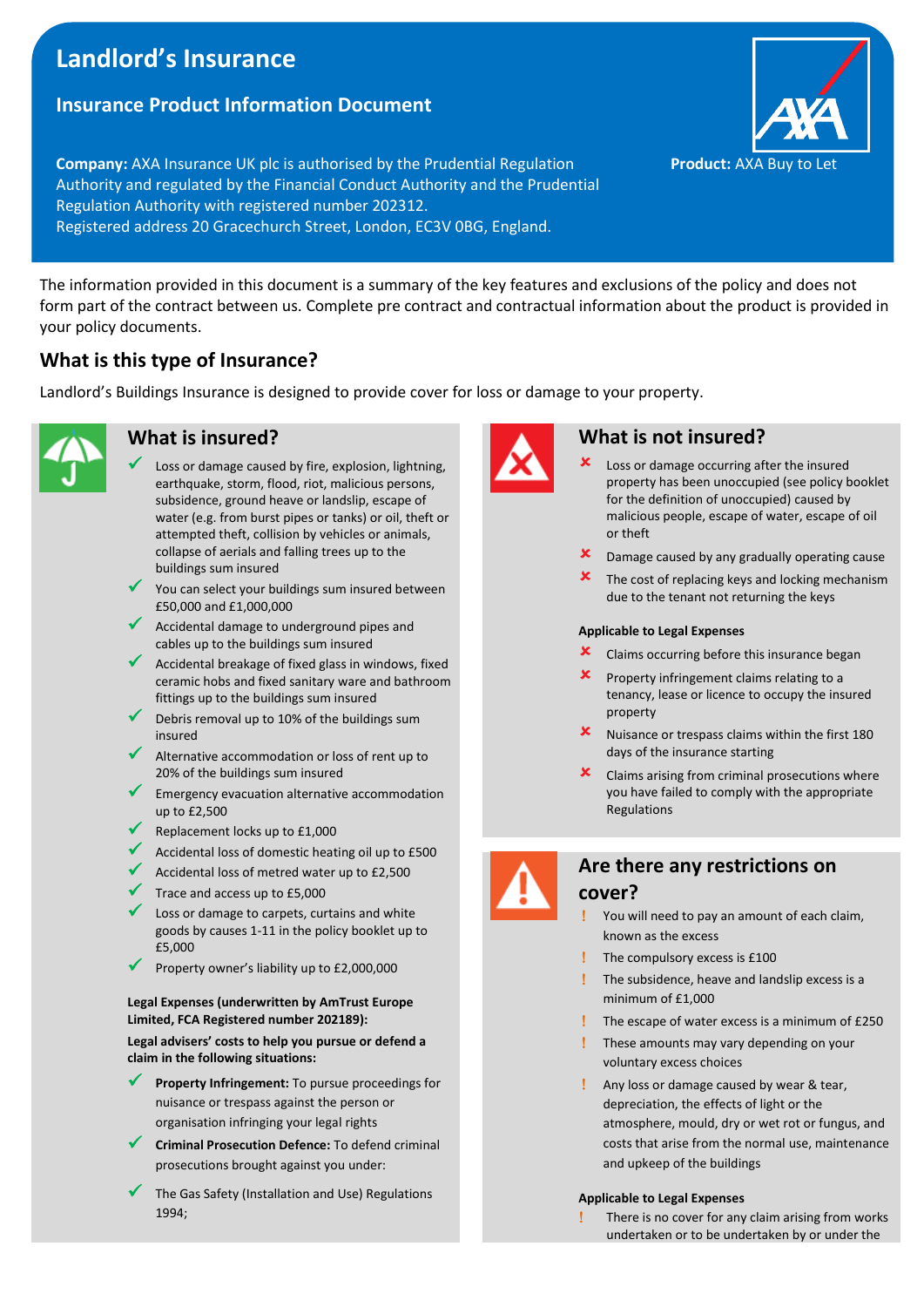# Landlord's Insurance

## Insurance Product Information Document

**Company:** AXA Insurance UK plc is authorised by the Prudential Regulation Authority and regulated by the Financial Conduct Authority and the Prudential Regulation Authority with registered number 202312.
Registered address 20 Gracechurch Street, London, EC3V 0BG, England.

**Product:** AXA Buy to Let

The information provided in this document is a summary of the key features and exclusions of the policy and does not form part of the contract between us. Complete pre contract and contractual information about the product is provided in your policy documents.

## What is this type of Insurance?

Landlord's Buildings Insurance is designed to provide cover for loss or damage to your property.

## What is insured?

- ✓ Loss or damage caused by fire, explosion, lightning, earthquake, storm, flood, riot, malicious persons, subsidence, ground heave or landslip, escape of water (e.g. from burst pipes or tanks) or oil, theft or attempted theft, collision by vehicles or animals, collapse of aerials and falling trees up to the buildings sum insured
- ✓ You can select your buildings sum insured between £50,000 and £1,000,000
- ✓ Accidental damage to underground pipes and cables up to the buildings sum insured
- ✓ Accidental breakage of fixed glass in windows, fixed ceramic hobs and fixed sanitary ware and bathroom fittings up to the buildings sum insured
- ✓ Debris removal up to 10% of the buildings sum insured
- ✓ Alternative accommodation or loss of rent up to 20% of the buildings sum insured
- ✓ Emergency evacuation alternative accommodation up to £2,500
- ✓ Replacement locks up to £1,000
- ✓ Accidental loss of domestic heating oil up to £500
- ✓ Accidental loss of metred water up to £2,500
- ✓ Trace and access up to £5,000
- ✓ Loss or damage to carpets, curtains and white goods by causes 1-11 in the policy booklet up to £5,000
- ✓ Property owner's liability up to £2,000,000

**Legal Expenses (underwritten by AmTrust Europe Limited, FCA Registered number 202189):**

**Legal advisers' costs to help you pursue or defend a claim in the following situations:**

- ✓ **Property Infringement:** To pursue proceedings for nuisance or trespass against the person or organisation infringing your legal rights
- ✓ **Criminal Prosecution Defence:** To defend criminal prosecutions brought against you under:
- ✓ The Gas Safety (Installation and Use) Regulations 1994;

## What is not insured?

- ✗ Loss or damage occurring after the insured property has been unoccupied (see policy booklet for the definition of unoccupied) caused by malicious people, escape of water, escape of oil or theft
- ✗ Damage caused by any gradually operating cause
- ✗ The cost of replacing keys and locking mechanism due to the tenant not returning the keys

**Applicable to Legal Expenses**

- ✗ Claims occurring before this insurance began
- ✗ Property infringement claims relating to a tenancy, lease or licence to occupy the insured property
- ✗ Nuisance or trespass claims within the first 180 days of the insurance starting
- ✗ Claims arising from criminal prosecutions where you have failed to comply with the appropriate Regulations

## Are there any restrictions on cover?

- ! You will need to pay an amount of each claim, known as the excess
- ! The compulsory excess is £100
- ! The subsidence, heave and landslip excess is a minimum of £1,000
- ! The escape of water excess is a minimum of £250
- ! These amounts may vary depending on your voluntary excess choices
- ! Any loss or damage caused by wear & tear, depreciation, the effects of light or the atmosphere, mould, dry or wet rot or fungus, and costs that arise from the normal use, maintenance and upkeep of the buildings

**Applicable to Legal Expenses**

- ! There is no cover for any claim arising from works undertaken or to be undertaken by or under the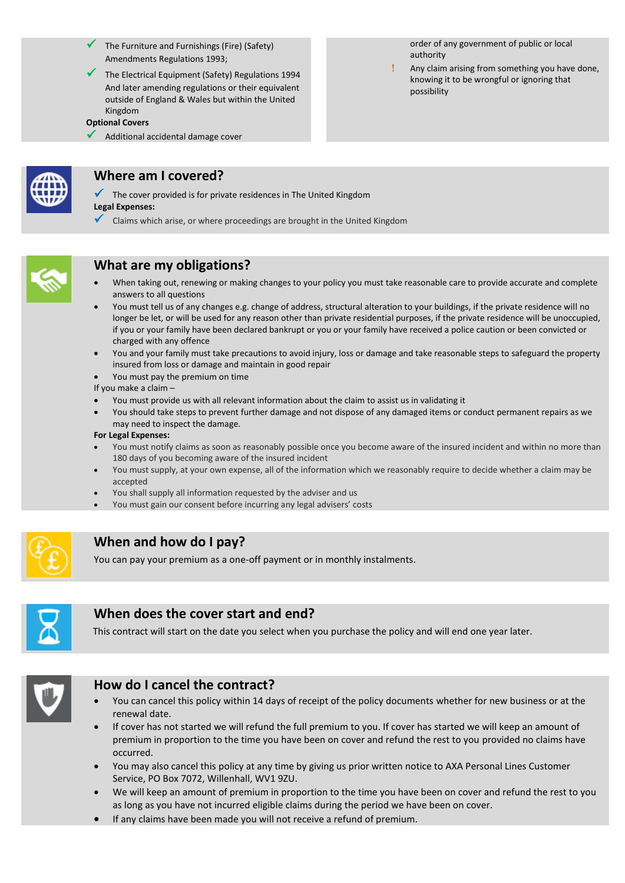- ✓ The Furniture and Furnishings (Fire) (Safety) Amendments Regulations 1993;
- ✓ The Electrical Equipment (Safety) Regulations 1994

And later amending regulations or their equivalent outside of England & Wales but within the United Kingdom

**Optional Covers**

- ✓ Additional accidental damage cover

order of any government of public or local authority

- ! Any claim arising from something you have done, knowing it to be wrongful or ignoring that possibility

## Where am I covered?

- ✓ The cover provided is for private residences in The United Kingdom

**Legal Expenses:**

- ✓ Claims which arise, or where proceedings are brought in the United Kingdom

## What are my obligations?

- When taking out, renewing or making changes to your policy you must take reasonable care to provide accurate and complete answers to all questions
- You must tell us of any changes e.g. change of address, structural alteration to your buildings, if the private residence will no longer be let, or will be used for any reason other than private residential purposes, if the private residence will be unoccupied, if you or your family have been declared bankrupt or you or your family have received a police caution or been convicted or charged with any offence
- You and your family must take precautions to avoid injury, loss or damage and take reasonable steps to safeguard the property insured from loss or damage and maintain in good repair
- You must pay the premium on time

If you make a claim –

- You must provide us with all relevant information about the claim to assist us in validating it
- You should take steps to prevent further damage and not dispose of any damaged items or conduct permanent repairs as we may need to inspect the damage.

**For Legal Expenses:**

- You must notify claims as soon as reasonably possible once you become aware of the insured incident and within no more than 180 days of you becoming aware of the insured incident
- You must supply, at your own expense, all of the information which we reasonably require to decide whether a claim may be accepted
- You shall supply all information requested by the adviser and us
- You must gain our consent before incurring any legal advisers' costs

## When and how do I pay?

You can pay your premium as a one-off payment or in monthly instalments.

## When does the cover start and end?

This contract will start on the date you select when you purchase the policy and will end one year later.

## How do I cancel the contract?

- You can cancel this policy within 14 days of receipt of the policy documents whether for new business or at the renewal date.
- If cover has not started we will refund the full premium to you. If cover has started we will keep an amount of premium in proportion to the time you have been on cover and refund the rest to you provided no claims have occurred.
- You may also cancel this policy at any time by giving us prior written notice to AXA Personal Lines Customer Service, PO Box 7072, Willenhall, WV1 9ZU.
- We will keep an amount of premium in proportion to the time you have been on cover and refund the rest to you as long as you have not incurred eligible claims during the period we have been on cover.
- If any claims have been made you will not receive a refund of premium.